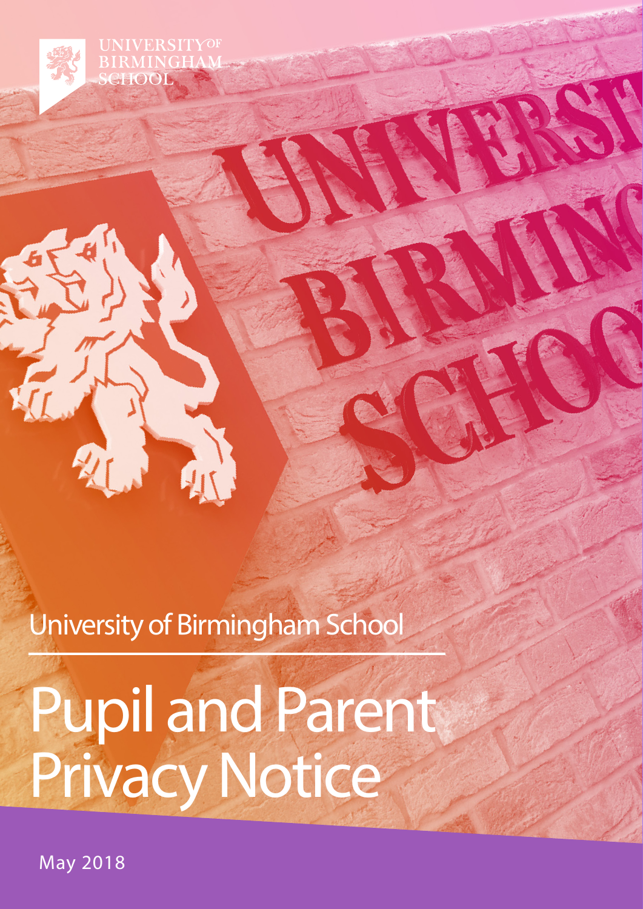UNIVERSITY OF BIRMINGHAM SCHOOL

University of Birmingham School

# Pupil and Parent Privacy Notice

May 2018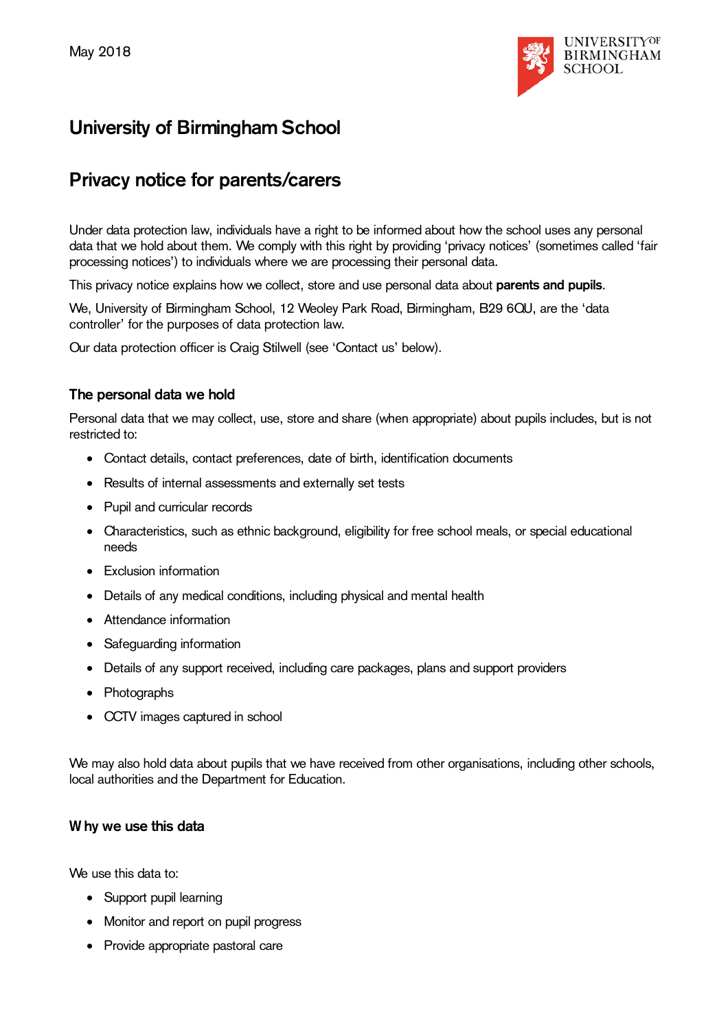May 2018

# University of Birmingham School

## Privacy notice for parents/carers

Under data protection law, individuals have a right to be informed about how the school uses any personal data that we hold about them. We comply with this right by providing 'privacy notices' (sometimes called 'fair processing notices') to individuals where we are processing their personal data.

This privacy notice explains how we collect, store and use personal data about **parents and pupils**.

We, University of Birmingham School, 12 Weoley Park Road, Birmingham, B29 6QU, are the 'data controller' for the purposes of data protection law.

Our data protection officer is Craig Stilwell (see 'Contact us' below).

### The personal data we hold

Personal data that we may collect, use, store and share (when appropriate) about pupils includes, but is not restricted to:

- Contact details, contact preferences, date of birth, identification documents
- Results of internal assessments and externally set tests
- Pupil and curricular records
- Characteristics, such as ethnic background, eligibility for free school meals, or special educational needs
- Exclusion information
- Details of any medical conditions, including physical and mental health
- Attendance information
- Safeguarding information
- Details of any support received, including care packages, plans and support providers
- Photographs
- CCTV images captured in school

We may also hold data about pupils that we have received from other organisations, including other schools, local authorities and the Department for Education.

### Why we use this data

We use this data to:

- Support pupil learning
- Monitor and report on pupil progress
- Provide appropriate pastoral care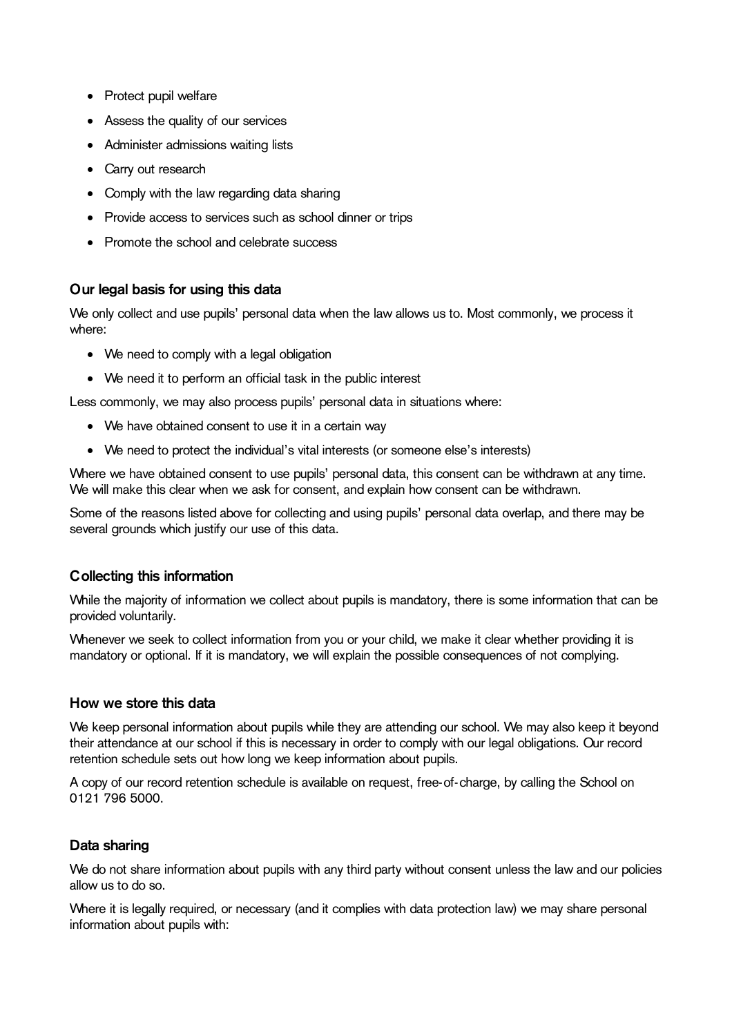- Protect pupil welfare
- Assess the quality of our services
- Administer admissions waiting lists
- Carry out research
- Comply with the law regarding data sharing
- Provide access to services such as school dinner or trips
- Promote the school and celebrate success

### Our legal basis for using this data

We only collect and use pupils' personal data when the law allows us to. Most commonly, we process it where:

- We need to comply with a legal obligation
- We need it to perform an official task in the public interest

Less commonly, we may also process pupils' personal data in situations where:

- We have obtained consent to use it in a certain way
- We need to protect the individual's vital interests (or someone else's interests)

Where we have obtained consent to use pupils' personal data, this consent can be withdrawn at any time. We will make this clear when we ask for consent, and explain how consent can be withdrawn.

Some of the reasons listed above for collecting and using pupils' personal data overlap, and there may be several grounds which justify our use of this data.

### Collecting this information

While the majority of information we collect about pupils is mandatory, there is some information that can be provided voluntarily.

Whenever we seek to collect information from you or your child, we make it clear whether providing it is mandatory or optional. If it is mandatory, we will explain the possible consequences of not complying.

### How we store this data

We keep personal information about pupils while they are attending our school. We may also keep it beyond their attendance at our school if this is necessary in order to comply with our legal obligations. Our record retention schedule sets out how long we keep information about pupils.

A copy of our record retention schedule is available on request, free-of-charge, by calling the School on 0121 796 5000.

### Data sharing

We do not share information about pupils with any third party without consent unless the law and our policies allow us to do so.

Where it is legally required, or necessary (and it complies with data protection law) we may share personal information about pupils with: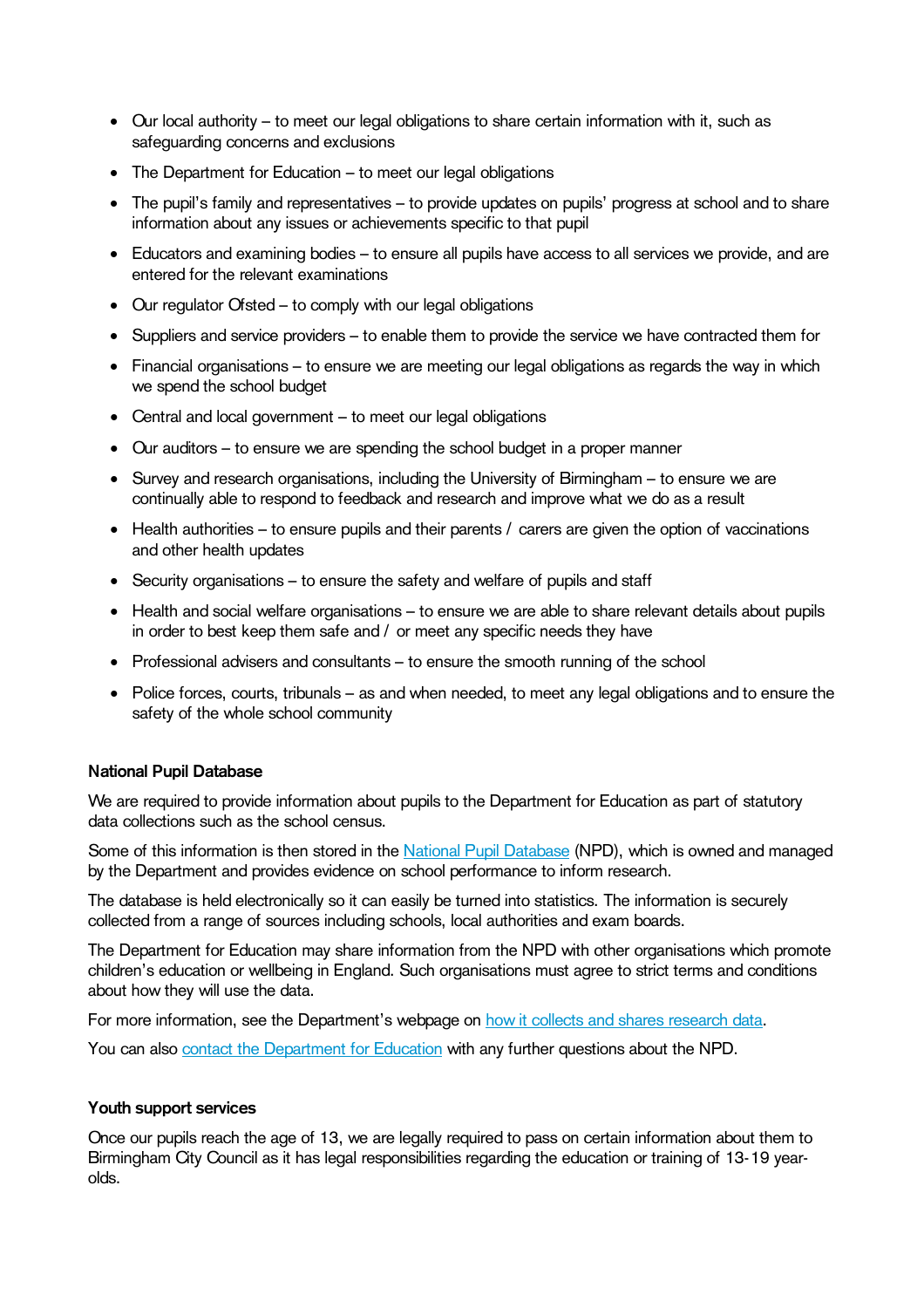- Our local authority – to meet our legal obligations to share certain information with it, such as safeguarding concerns and exclusions
- The Department for Education – to meet our legal obligations
- The pupil's family and representatives – to provide updates on pupils' progress at school and to share information about any issues or achievements specific to that pupil
- Educators and examining bodies – to ensure all pupils have access to all services we provide, and are entered for the relevant examinations
- Our regulator Ofsted – to comply with our legal obligations
- Suppliers and service providers – to enable them to provide the service we have contracted them for
- Financial organisations – to ensure we are meeting our legal obligations as regards the way in which we spend the school budget
- Central and local government – to meet our legal obligations
- Our auditors – to ensure we are spending the school budget in a proper manner
- Survey and research organisations, including the University of Birmingham – to ensure we are continually able to respond to feedback and research and improve what we do as a result
- Health authorities – to ensure pupils and their parents / carers are given the option of vaccinations and other health updates
- Security organisations – to ensure the safety and welfare of pupils and staff
- Health and social welfare organisations – to ensure we are able to share relevant details about pupils in order to best keep them safe and / or meet any specific needs they have
- Professional advisers and consultants – to ensure the smooth running of the school
- Police forces, courts, tribunals – as and when needed, to meet any legal obligations and to ensure the safety of the whole school community

**National Pupil Database**

We are required to provide information about pupils to the Department for Education as part of statutory data collections such as the school census.

Some of this information is then stored in the [National Pupil Database](https://www.gov.uk/government/publications/national-pupil-database-user-guide-and-supporting-information) (NPD), which is owned and managed by the Department and provides evidence on school performance to inform research.

The database is held electronically so it can easily be turned into statistics. The information is securely collected from a range of sources including schools, local authorities and exam boards.

The Department for Education may share information from the NPD with other organisations which promote children's education or wellbeing in England. Such organisations must agree to strict terms and conditions about how they will use the data.

For more information, see the Department's webpage on how it collects and shares research data.

You can also contact the Department for Education with any further questions about the NPD.

**Youth support services**

Once our pupils reach the age of 13, we are legally required to pass on certain information about them to Birmingham City Council as it has legal responsibilities regarding the education or training of 13-19 year-olds.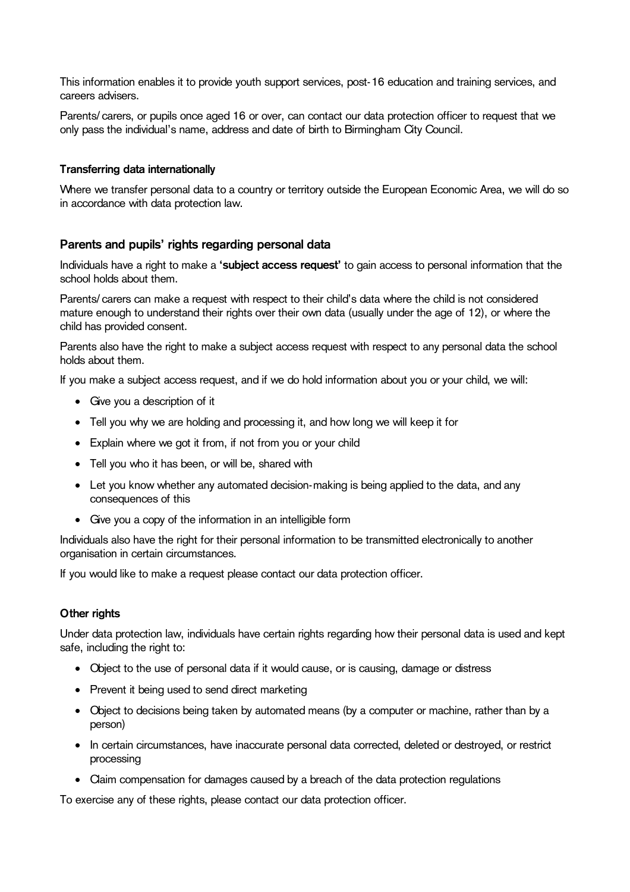This information enables it to provide youth support services, post-16 education and training services, and careers advisers.

Parents/carers, or pupils once aged 16 or over, can contact our data protection officer to request that we only pass the individual's name, address and date of birth to Birmingham City Council.

### Transferring data internationally

Where we transfer personal data to a country or territory outside the European Economic Area, we will do so in accordance with data protection law.

## Parents and pupils' rights regarding personal data

Individuals have a right to make a **'subject access request'** to gain access to personal information that the school holds about them.

Parents/carers can make a request with respect to their child's data where the child is not considered mature enough to understand their rights over their own data (usually under the age of 12), or where the child has provided consent.

Parents also have the right to make a subject access request with respect to any personal data the school holds about them.

If you make a subject access request, and if we do hold information about you or your child, we will:

- Give you a description of it
- Tell you why we are holding and processing it, and how long we will keep it for
- Explain where we got it from, if not from you or your child
- Tell you who it has been, or will be, shared with
- Let you know whether any automated decision-making is being applied to the data, and any consequences of this
- Give you a copy of the information in an intelligible form

Individuals also have the right for their personal information to be transmitted electronically to another organisation in certain circumstances.

If you would like to make a request please contact our data protection officer.

### Other rights

Under data protection law, individuals have certain rights regarding how their personal data is used and kept safe, including the right to:

- Object to the use of personal data if it would cause, or is causing, damage or distress
- Prevent it being used to send direct marketing
- Object to decisions being taken by automated means (by a computer or machine, rather than by a person)
- In certain circumstances, have inaccurate personal data corrected, deleted or destroyed, or restrict processing
- Claim compensation for damages caused by a breach of the data protection regulations

To exercise any of these rights, please contact our data protection officer.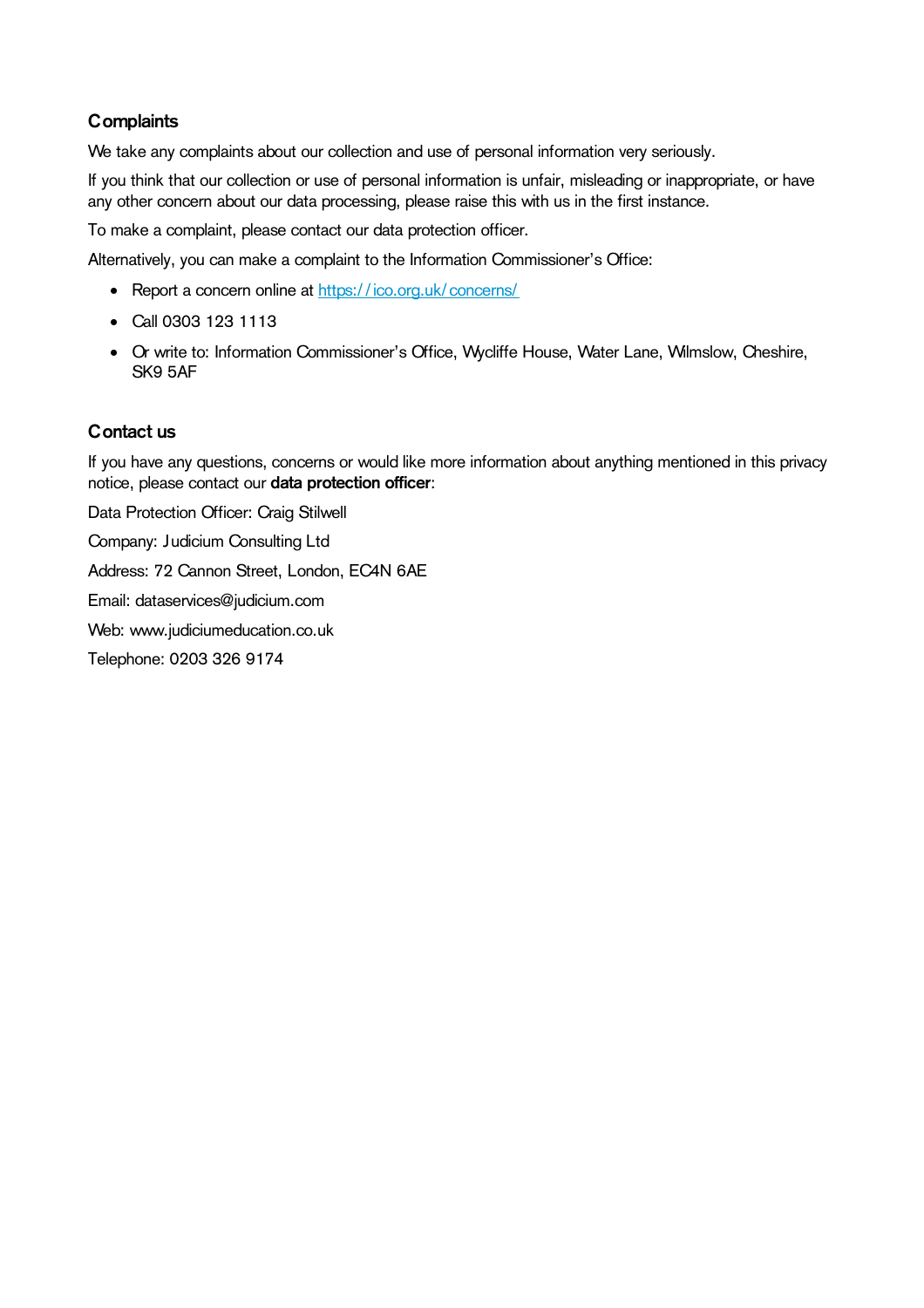## Complaints

We take any complaints about our collection and use of personal information very seriously.

If you think that our collection or use of personal information is unfair, misleading or inappropriate, or have any other concern about our data processing, please raise this with us in the first instance.

To make a complaint, please contact our data protection officer.

Alternatively, you can make a complaint to the Information Commissioner's Office:

- Report a concern online at https://ico.org.uk/concerns/
- Call 0303 123 1113
- Or write to: Information Commissioner's Office, Wycliffe House, Water Lane, Wilmslow, Cheshire, SK9 5AF

## Contact us

If you have any questions, concerns or would like more information about anything mentioned in this privacy notice, please contact our **data protection officer**:

Data Protection Officer: Craig Stilwell

Company: Judicium Consulting Ltd

Address: 72 Cannon Street, London, EC4N 6AE

Email: dataservices@judicium.com

Web: www.judiciumeducation.co.uk

Telephone: 0203 326 9174